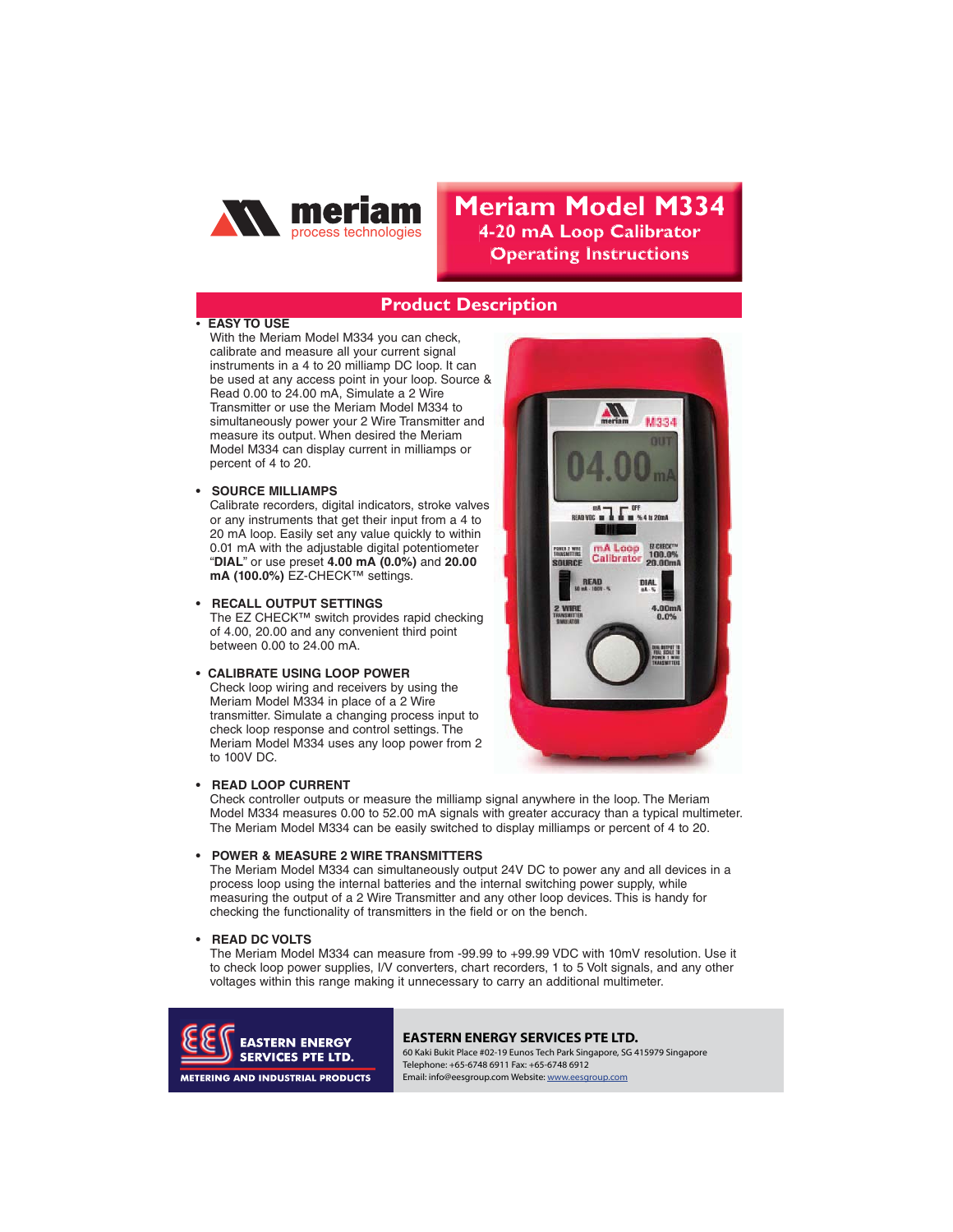meriam
process technologies

# Meriam Model M334

## 4-20 mA Loop Calibrator

## Operating Instructions

## Product Description

- **EASY TO USE**
  With the Meriam Model M334 you can check, calibrate and measure all your current signal instruments in a 4 to 20 milliamp DC loop. It can be used at any access point in your loop. Source & Read 0.00 to 24.00 mA, Simulate a 2 Wire Transmitter or use the Meriam Model M334 to simultaneously power your 2 Wire Transmitter and measure its output. When desired the Meriam Model M334 can display current in milliamps or percent of 4 to 20.

- **SOURCE MILLIAMPS**
  Calibrate recorders, digital indicators, stroke valves or any instruments that get their input from a 4 to 20 mA loop. Easily set any value quickly to within 0.01 mA with the adjustable digital potentiometer "**DIAL**" or use preset **4.00 mA (0.0%)** and **20.00 mA (100.0%)** EZ-CHECK™ settings.

- **RECALL OUTPUT SETTINGS**
  The EZ CHECK™ switch provides rapid checking of 4.00, 20.00 and any convenient third point between 0.00 to 24.00 mA.

- **CALIBRATE USING LOOP POWER**
  Check loop wiring and receivers by using the Meriam Model M334 in place of a 2 Wire transmitter. Simulate a changing process input to check loop response and control settings. The Meriam Model M334 uses any loop power from 2 to 100V DC.

- **READ LOOP CURRENT**
  Check controller outputs or measure the milliamp signal anywhere in the loop. The Meriam Model M334 measures 0.00 to 52.00 mA signals with greater accuracy than a typical multimeter. The Meriam Model M334 can be easily switched to display milliamps or percent of 4 to 20.

- **POWER & MEASURE 2 WIRE TRANSMITTERS**
  The Meriam Model M334 can simultaneously output 24V DC to power any and all devices in a process loop using the internal batteries and the internal switching power supply, while measuring the output of a 2 Wire Transmitter and any other loop devices. This is handy for checking the functionality of transmitters in the field or on the bench.

- **READ DC VOLTS**
  The Meriam Model M334 can measure from -99.99 to +99.99 VDC with 10mV resolution. Use it to check loop power supplies, I/V converters, chart recorders, 1 to 5 Volt signals, and any other voltages within this range making it unnecessary to carry an additional multimeter.

EASTERN ENERGY SERVICES PTE LTD.
METERING AND INDUSTRIAL PRODUCTS

**EASTERN ENERGY SERVICES PTE LTD.**
60 Kaki Bukit Place #02-19 Eunos Tech Park Singapore, SG 415979 Singapore
Telephone: +65-6748 6911 Fax: +65-6748 6912
Email: info@eesgroup.com Website: www.eesgroup.com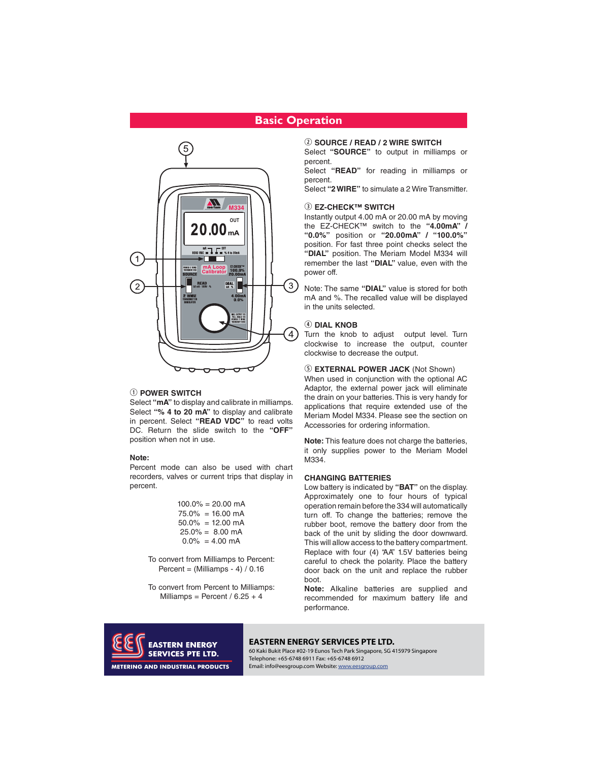## Basic Operation

① **POWER SWITCH**
Select **"mA"** to display and calibrate in milliamps. Select **"% 4 to 20 mA"** to display and calibrate in percent. Select **"READ VDC"** to read volts DC. Return the slide switch to the **"OFF"** position when not in use.

**Note:**
Percent mode can also be used with chart recorders, valves or current trips that display in percent.

100.0% = 20.00 mA
75.0% = 16.00 mA
50.0% = 12.00 mA
25.0% = 8.00 mA
0.0% = 4.00 mA

To convert from Milliamps to Percent:
Percent = (Milliamps - 4) / 0.16

To convert from Percent to Milliamps:
Milliamps = Percent / 6.25 + 4

② **SOURCE / READ / 2 WIRE SWITCH**
Select **"SOURCE"** to output in milliamps or percent.
Select **"READ"** for reading in milliamps or percent.
Select **"2 WIRE"** to simulate a 2 Wire Transmitter.

③ **EZ-CHECK™ SWITCH**
Instantly output 4.00 mA or 20.00 mA by moving the EZ-CHECK™ switch to the **"4.00mA" / "0.0%"** position or **"20.00mA" / "100.0%"** position. For fast three point checks select the **"DIAL"** position. The Meriam Model M334 will remember the last **"DIAL"** value, even with the power off.

Note: The same **"DIAL"** value is stored for both mA and %. The recalled value will be displayed in the units selected.

④ **DIAL KNOB**
Turn the knob to adjust output level. Turn clockwise to increase the output, counter clockwise to decrease the output.

⑤ **EXTERNAL POWER JACK** (Not Shown)
When used in conjunction with the optional AC Adaptor, the external power jack will eliminate the drain on your batteries. This is very handy for applications that require extended use of the Meriam Model M334. Please see the section on Accessories for ordering information.

**Note:** This feature does not charge the batteries, it only supplies power to the Meriam Model M334.

**CHANGING BATTERIES**
Low battery is indicated by **"BAT"** on the display. Approximately one to four hours of typical operation remain before the 334 will automatically turn off. To change the batteries; remove the rubber boot, remove the battery door from the back of the unit by sliding the door downward. This will allow access to the battery compartment. Replace with four (4) "AA" 1.5V batteries being careful to check the polarity. Place the battery door back on the unit and replace the rubber boot.
**Note:** Alkaline batteries are supplied and recommended for maximum battery life and performance.

**EASTERN ENERGY SERVICES PTE LTD.**
METERING AND INDUSTRIAL PRODUCTS
60 Kaki Bukit Place #02-19 Eunos Tech Park Singapore, SG 415979 Singapore
Telephone: +65-6748 6911 Fax: +65-6748 6912
Email: info@eesgroup.com Website: www.eesgroup.com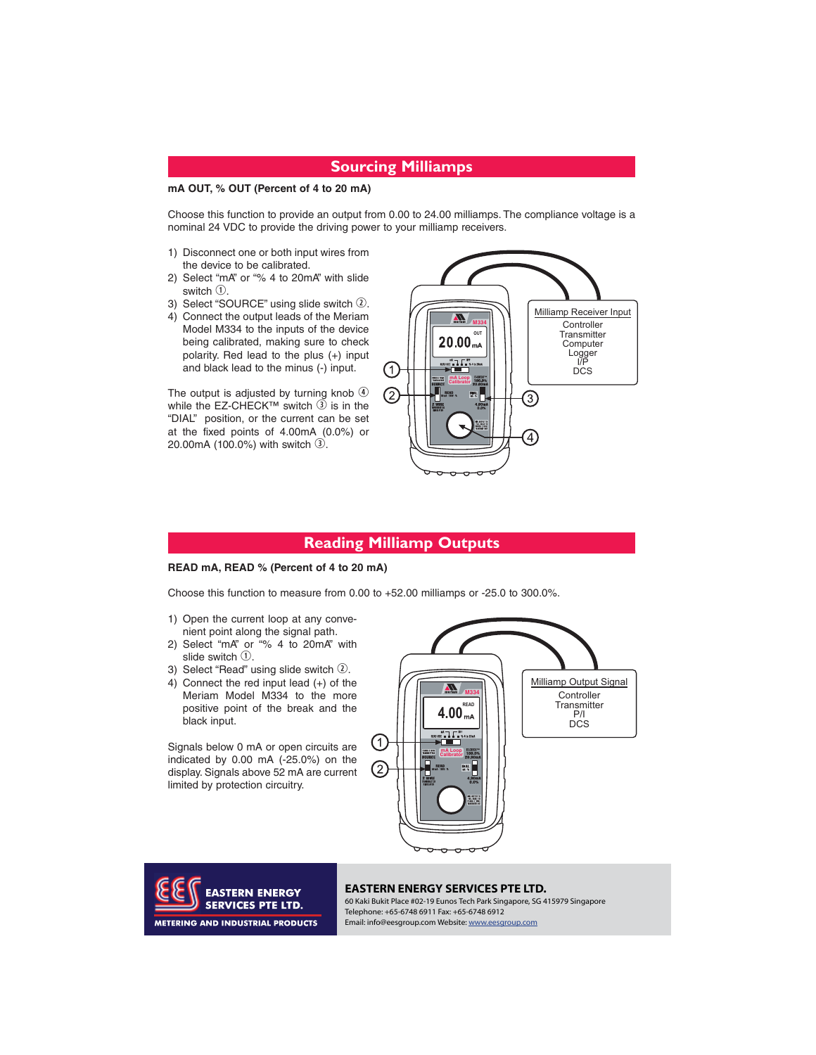## Sourcing Milliamps

**mA OUT, % OUT (Percent of 4 to 20 mA)**

Choose this function to provide an output from 0.00 to 24.00 milliamps. The compliance voltage is a nominal 24 VDC to provide the driving power to your milliamp receivers.

1) Disconnect one or both input wires from the device to be calibrated.
2) Select "mA" or "% 4 to 20mA" with slide switch ①.
3) Select "SOURCE" using slide switch ②.
4) Connect the output leads of the Meriam Model M334 to the inputs of the device being calibrated, making sure to check polarity. Red lead to the plus (+) input and black lead to the minus (-) input.

The output is adjusted by turning knob ④ while the EZ-CHECK™ switch ③ is in the "DIAL" position, or the current can be set at the fixed points of 4.00mA (0.0%) or 20.00mA (100.0%) with switch ③.

Milliamp Receiver Input
Controller
Transmitter
Computer
Logger
I/P
DCS

## Reading Milliamp Outputs

**READ mA, READ % (Percent of 4 to 20 mA)**

Choose this function to measure from 0.00 to +52.00 milliamps or -25.0 to 300.0%.

1) Open the current loop at any convenient point along the signal path.
2) Select "mA" or "% 4 to 20mA" with slide switch ①.
3) Select "Read" using slide switch ②.
4) Connect the red input lead (+) of the Meriam Model M334 to the more positive point of the break and the black input.

Signals below 0 mA or open circuits are indicated by 0.00 mA (-25.0%) on the display. Signals above 52 mA are current limited by protection circuitry.

Milliamp Output Signal
Controller
Transmitter
P/I
DCS

**EASTERN ENERGY SERVICES PTE LTD.**
60 Kaki Bukit Place #02-19 Eunos Tech Park Singapore, SG 415979 Singapore
Telephone: +65-6748 6911 Fax: +65-6748 6912
Email: info@eesgroup.com Website: www.eesgroup.com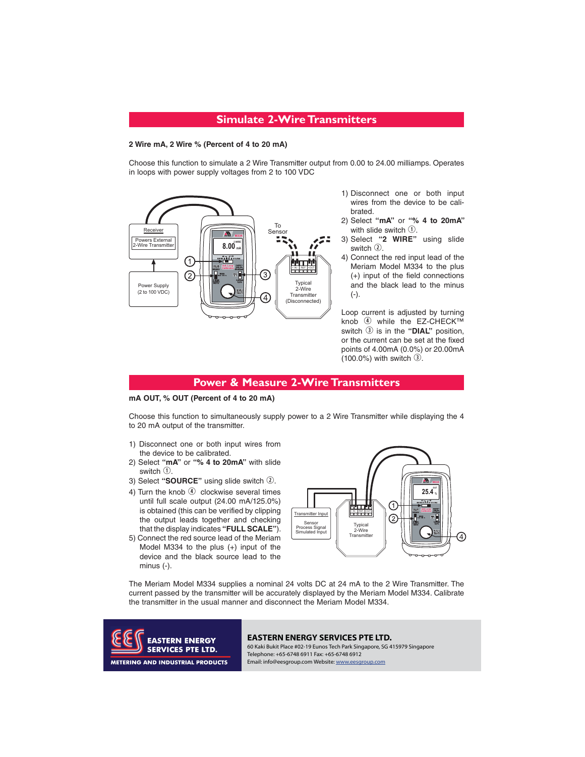## Simulate 2-Wire Transmitters

**2 Wire mA, 2 Wire % (Percent of 4 to 20 mA)**

Choose this function to simulate a 2 Wire Transmitter output from 0.00 to 24.00 milliamps. Operates in loops with power supply voltages from 2 to 100 VDC

Receiver

Powers External 2-Wire Transmitter

Power Supply (2 to 100 VDC)

To Sensor

Typical 2-Wire Transmitter (Disconnected)

1) Disconnect one or both input wires from the device to be calibrated.
2) Select **"mA"** or **"% 4 to 20mA"** with slide switch ①.
3) Select **"2 WIRE"** using slide switch ②.
4) Connect the red input lead of the Meriam Model M334 to the plus (+) input of the field connections and the black lead to the minus (-).

Loop current is adjusted by turning knob ④ while the EZ-CHECK™ switch ③ is in the **"DIAL"** position, or the current can be set at the fixed points of 4.00mA (0.0%) or 20.00mA (100.0%) with switch ③.

## Power & Measure 2-Wire Transmitters

**mA OUT, % OUT (Percent of 4 to 20 mA)**

Choose this function to simultaneously supply power to a 2 Wire Transmitter while displaying the 4 to 20 mA output of the transmitter.

1) Disconnect one or both input wires from the device to be calibrated.
2) Select **"mA"** or **"% 4 to 20mA"** with slide switch ①.
3) Select **"SOURCE"** using slide switch ②.
4) Turn the knob ④ clockwise several times until full scale output (24.00 mA/125.0%) is obtained (this can be verified by clipping the output leads together and checking that the display indicates **"FULL SCALE"**).
5) Connect the red source lead of the Meriam Model M334 to the plus (+) input of the device and the black source lead to the minus (-).

Transmitter Input

Sensor Process Signal Simulated Input

Typical 2-Wire Transmitter

The Meriam Model M334 supplies a nominal 24 volts DC at 24 mA to the 2 Wire Transmitter. The current passed by the transmitter will be accurately displayed by the Meriam Model M334. Calibrate the transmitter in the usual manner and disconnect the Meriam Model M334.

**EASTERN ENERGY SERVICES PTE LTD.**
METERING AND INDUSTRIAL PRODUCTS

**EASTERN ENERGY SERVICES PTE LTD.**
60 Kaki Bukit Place #02-19 Eunos Tech Park Singapore, SG 415979 Singapore
Telephone: +65-6748 6911 Fax: +65-6748 6912
Email: info@eesgroup.com Website: www.eesgroup.com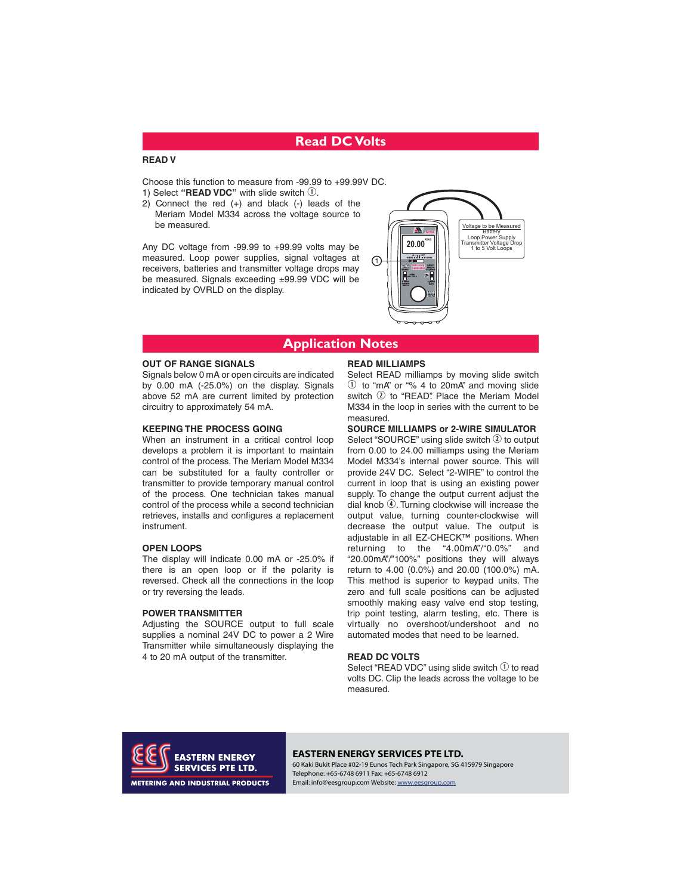## Read DC Volts

**READ V**

Choose this function to measure from -99.99 to +99.99V DC.

1) Select **"READ VDC"** with slide switch ①.
2) Connect the red (+) and black (-) leads of the Meriam Model M334 across the voltage source to be measured.

Any DC voltage from -99.99 to +99.99 volts may be measured. Loop power supplies, signal voltages at receivers, batteries and transmitter voltage drops may be measured. Signals exceeding ±99.99 VDC will be indicated by OVRLD on the display.

Voltage to be Measured
Battery
Loop Power Supply
Transmitter Voltage Drop
1 to 5 Volt Loops

## Application Notes

**OUT OF RANGE SIGNALS**

Signals below 0 mA or open circuits are indicated by 0.00 mA (-25.0%) on the display. Signals above 52 mA are current limited by protection circuitry to approximately 54 mA.

**KEEPING THE PROCESS GOING**

When an instrument in a critical control loop develops a problem it is important to maintain control of the process. The Meriam Model M334 can be substituted for a faulty controller or transmitter to provide temporary manual control of the process. One technician takes manual control of the process while a second technician retrieves, installs and configures a replacement instrument.

**OPEN LOOPS**

The display will indicate 0.00 mA or -25.0% if there is an open loop or if the polarity is reversed. Check all the connections in the loop or try reversing the leads.

**POWER TRANSMITTER**

Adjusting the SOURCE output to full scale supplies a nominal 24V DC to power a 2 Wire Transmitter while simultaneously displaying the 4 to 20 mA output of the transmitter.

**READ MILLIAMPS**

Select READ milliamps by moving slide switch ① to "mA" or "% 4 to 20mA" and moving slide switch ② to "READ". Place the Meriam Model M334 in the loop in series with the current to be measured.

**SOURCE MILLIAMPS or 2-WIRE SIMULATOR**

Select "SOURCE" using slide switch ② to output from 0.00 to 24.00 milliamps using the Meriam Model M334's internal power source. This will provide 24V DC. Select "2-WIRE" to control the current in loop that is using an existing power supply. To change the output current adjust the dial knob ④. Turning clockwise will increase the output value, turning counter-clockwise will decrease the output value. The output is adjustable in all EZ-CHECK™ positions. When returning to the "4.00mA"/"0.0%" and "20.00mA"/"100%" positions they will always return to 4.00 (0.0%) and 20.00 (100.0%) mA. This method is superior to keypad units. The zero and full scale positions can be adjusted smoothly making easy valve end stop testing, trip point testing, alarm testing, etc. There is virtually no overshoot/undershoot and no automated modes that need to be learned.

**READ DC VOLTS**

Select "READ VDC" using slide switch ① to read volts DC. Clip the leads across the voltage to be measured.

**EASTERN ENERGY SERVICES PTE LTD.**
METERING AND INDUSTRIAL PRODUCTS
60 Kaki Bukit Place #02-19 Eunos Tech Park Singapore, SG 415979 Singapore
Telephone: +65-6748 6911 Fax: +65-6748 6912
Email: info@eesgroup.com Website: www.eesgroup.com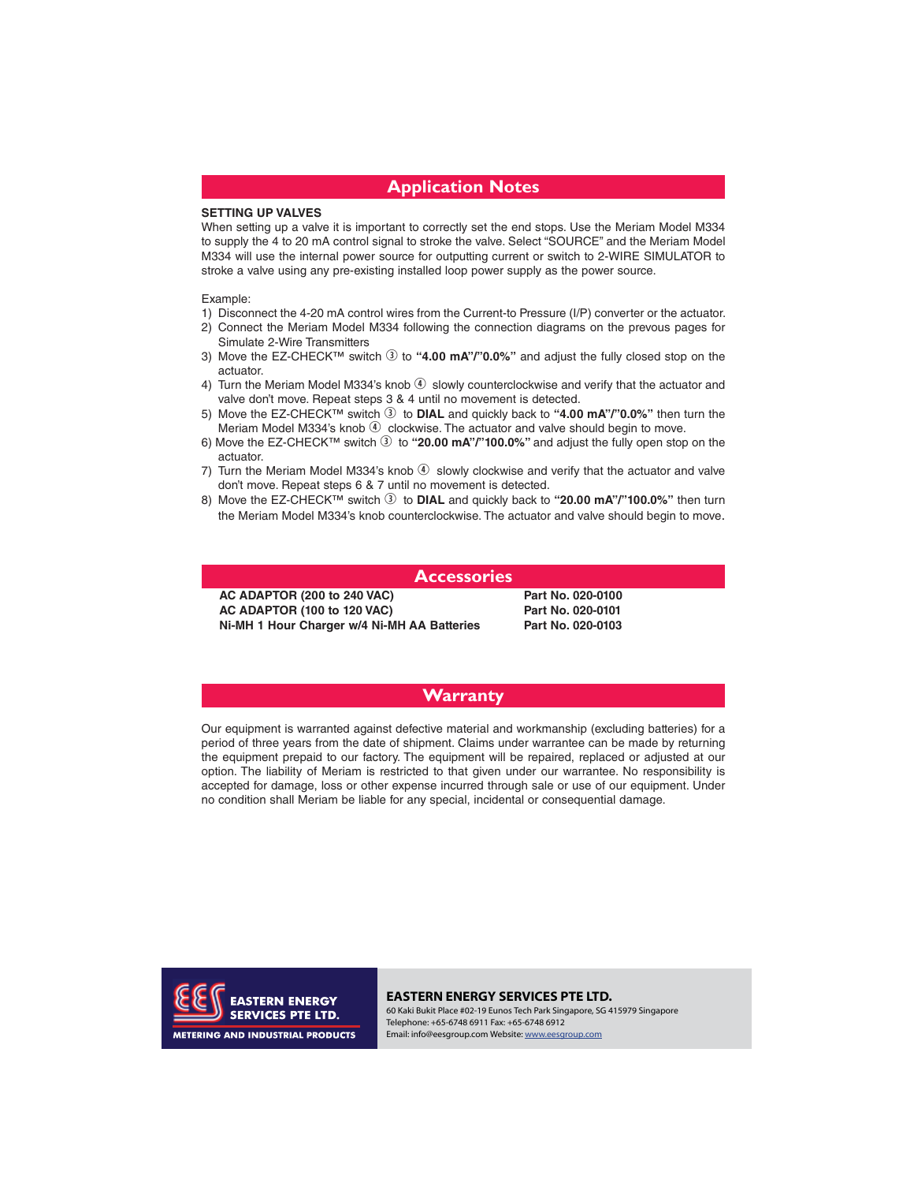## Application Notes

**SETTING UP VALVES**

When setting up a valve it is important to correctly set the end stops. Use the Meriam Model M334 to supply the 4 to 20 mA control signal to stroke the valve. Select "SOURCE" and the Meriam Model M334 will use the internal power source for outputting current or switch to 2-WIRE SIMULATOR to stroke a valve using any pre-existing installed loop power supply as the power source.

Example:

1) Disconnect the 4-20 mA control wires from the Current-to Pressure (I/P) converter or the actuator.
2) Connect the Meriam Model M334 following the connection diagrams on the prevous pages for Simulate 2-Wire Transmitters
3) Move the EZ-CHECK™ switch ③ to **"4.00 mA"/"0.0%"** and adjust the fully closed stop on the actuator.
4) Turn the Meriam Model M334's knob ④ slowly counterclockwise and verify that the actuator and valve don't move. Repeat steps 3 & 4 until no movement is detected.
5) Move the EZ-CHECK™ switch ③ to **DIAL** and quickly back to **"4.00 mA"/"0.0%"** then turn the Meriam Model M334's knob ④ clockwise. The actuator and valve should begin to move.
6) Move the EZ-CHECK™ switch ③ to **"20.00 mA"/"100.0%"** and adjust the fully open stop on the actuator.
7) Turn the Meriam Model M334's knob ④ slowly clockwise and verify that the actuator and valve don't move. Repeat steps 6 & 7 until no movement is detected.
8) Move the EZ-CHECK™ switch ③ to **DIAL** and quickly back to **"20.00 mA"/"100.0%"** then turn the Meriam Model M334's knob counterclockwise. The actuator and valve should begin to move.

## Accessories

| | |
|---|---|
| **AC ADAPTOR (200 to 240 VAC)** | **Part No. 020-0100** |
| **AC ADAPTOR (100 to 120 VAC)** | **Part No. 020-0101** |
| **Ni-MH 1 Hour Charger w/4 Ni-MH AA Batteries** | **Part No. 020-0103** |

## Warranty

Our equipment is warranted against defective material and workmanship (excluding batteries) for a period of three years from the date of shipment. Claims under warrantee can be made by returning the equipment prepaid to our factory. The equipment will be repaired, replaced or adjusted at our option. The liability of Meriam is restricted to that given under our warrantee. No responsibility is accepted for damage, loss or other expense incurred through sale or use of our equipment. Under no condition shall Meriam be liable for any special, incidental or consequential damage.

EASTERN ENERGY SERVICES PTE LTD.
METERING AND INDUSTRIAL PRODUCTS

**EASTERN ENERGY SERVICES PTE LTD.**
60 Kaki Bukit Place #02-19 Eunos Tech Park Singapore, SG 415979 Singapore
Telephone: +65-6748 6911 Fax: +65-6748 6912
Email: info@eesgroup.com Website: www.eesgroup.com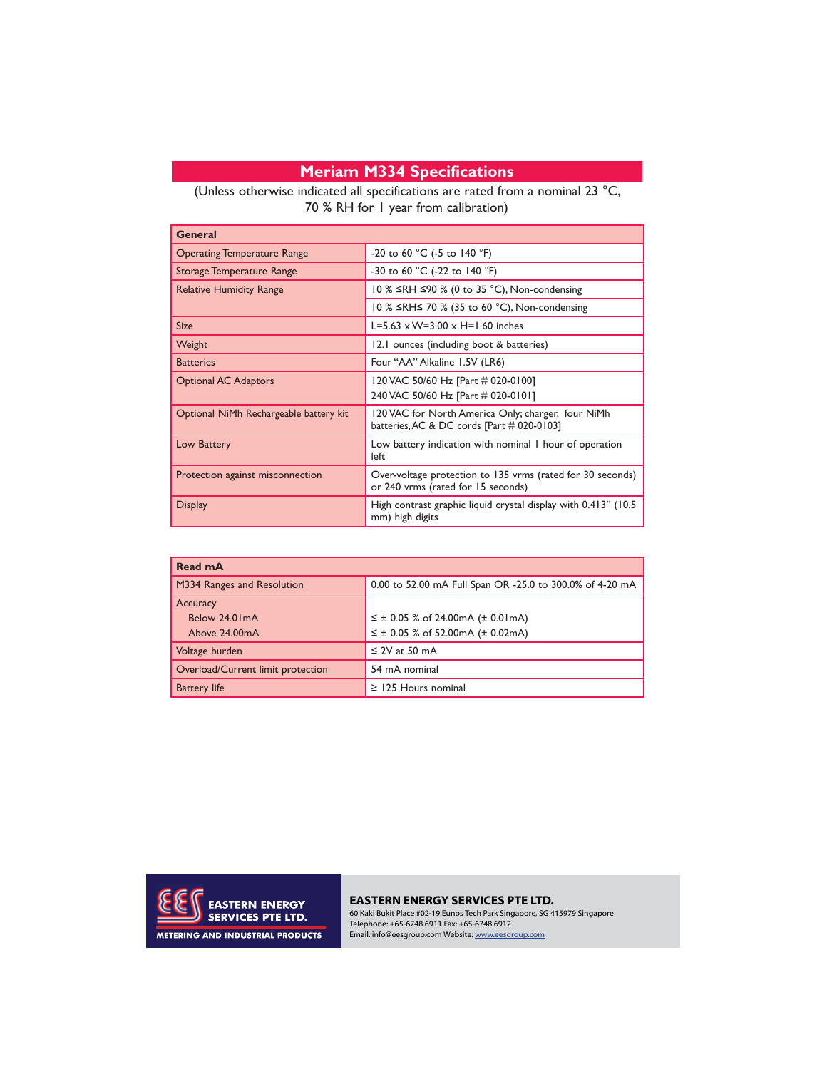# Meriam M334 Specifications

(Unless otherwise indicated all specifications are rated from a nominal 23 °C, 70 % RH for 1 year from calibration)

| General | |
|---|---|
| Operating Temperature Range | -20 to 60 °C (-5 to 140 °F) |
| Storage Temperature Range | -30 to 60 °C (-22 to 140 °F) |
| Relative Humidity Range | 10 % ≤RH ≤90 % (0 to 35 °C), Non-condensing |
| | 10 % ≤RH≤ 70 % (35 to 60 °C), Non-condensing |
| Size | L=5.63 x W=3.00 x H=1.60 inches |
| Weight | 12.1 ounces (including boot & batteries) |
| Batteries | Four "AA" Alkaline 1.5V (LR6) |
| Optional AC Adaptors | 120 VAC 50/60 Hz [Part # 020-0100]<br>240 VAC 50/60 Hz [Part # 020-0101] |
| Optional NiMh Rechargeable battery kit | 120 VAC for North America Only; charger, four NiMh batteries, AC & DC cords [Part # 020-0103] |
| Low Battery | Low battery indication with nominal 1 hour of operation left |
| Protection against misconnection | Over-voltage protection to 135 vrms (rated for 30 seconds) or 240 vrms (rated for 15 seconds) |
| Display | High contrast graphic liquid crystal display with 0.413" (10.5 mm) high digits |

| Read mA | |
|---|---|
| M334 Ranges and Resolution | 0.00 to 52.00 mA Full Span OR -25.0 to 300.0% of 4-20 mA |
| Accuracy<br>Below 24.01mA<br>Above 24.00mA | <br>≤ ± 0.05 % of 24.00mA (± 0.01mA)<br>≤ ± 0.05 % of 52.00mA (± 0.02mA) |
| Voltage burden | ≤ 2V at 50 mA |
| Overload/Current limit protection | 54 mA nominal |
| Battery life | ≥ 125 Hours nominal |

EASTERN ENERGY SERVICES PTE LTD.
METERING AND INDUSTRIAL PRODUCTS

**EASTERN ENERGY SERVICES PTE LTD.**
60 Kaki Bukit Place #02-19 Eunos Tech Park Singapore, SG 415979 Singapore
Telephone: +65-6748 6911 Fax: +65-6748 6912
Email: info@eesgroup.com Website: www.eesgroup.com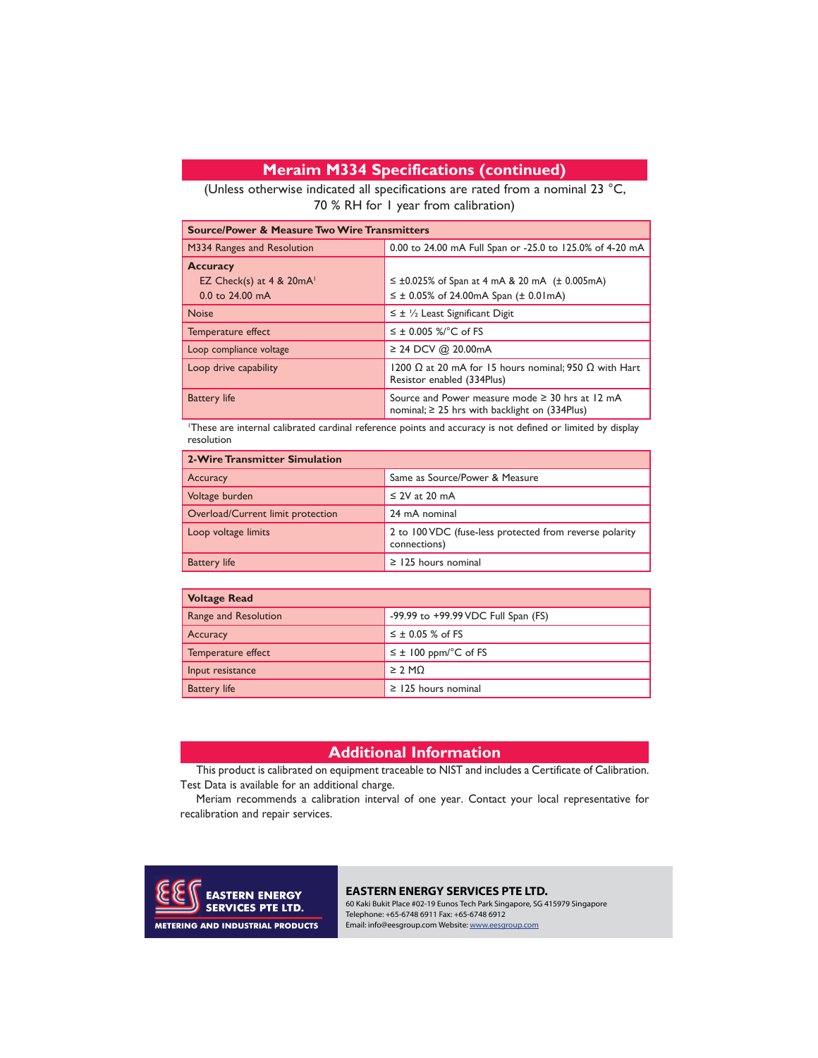## Meraim M334 Specifications (continued)

(Unless otherwise indicated all specifications are rated from a nominal 23 °C, 70 % RH for 1 year from calibration)

| Source/Power & Measure Two Wire Transmitters | |
|---|---|
| M334 Ranges and Resolution | 0.00 to 24.00 mA Full Span or -25.0 to 125.0% of 4-20 mA |
| **Accuracy**<br>EZ Check(s) at 4 & 20mA[1]<br>0.0 to 24.00 mA | <br>≤ ±0.025% of Span at 4 mA & 20 mA (± 0.005mA)<br>≤ ± 0.05% of 24.00mA Span (± 0.01mA) |
| Noise | ≤ ± ½ Least Significant Digit |
| Temperature effect | ≤ ± 0.005 %/°C of FS |
| Loop compliance voltage | ≥ 24 DCV @ 20.00mA |
| Loop drive capability | 1200 Ω at 20 mA for 15 hours nominal; 950 Ω with Hart Resistor enabled (334Plus) |
| Battery life | Source and Power measure mode ≥ 30 hrs at 12 mA nominal; ≥ 25 hrs with backlight on (334Plus) |

[1]These are internal calibrated cardinal reference points and accuracy is not defined or limited by display resolution

| 2-Wire Transmitter Simulation | |
|---|---|
| Accuracy | Same as Source/Power & Measure |
| Voltage burden | ≤ 2V at 20 mA |
| Overload/Current limit protection | 24 mA nominal |
| Loop voltage limits | 2 to 100 VDC (fuse-less protected from reverse polarity connections) |
| Battery life | ≥ 125 hours nominal |

| Voltage Read | |
|---|---|
| Range and Resolution | -99.99 to +99.99 VDC Full Span (FS) |
| Accuracy | ≤ ± 0.05 % of FS |
| Temperature effect | ≤ ± 100 ppm/°C of FS |
| Input resistance | ≥ 2 MΩ |
| Battery life | ≥ 125 hours nominal |

## Additional Information

This product is calibrated on equipment traceable to NIST and includes a Certificate of Calibration. Test Data is available for an additional charge.

Meriam recommends a calibration interval of one year. Contact your local representative for recalibration and repair services.

EASTERN ENERGY SERVICES PTE LTD.
METERING AND INDUSTRIAL PRODUCTS

**EASTERN ENERGY SERVICES PTE LTD.**
60 Kaki Bukit Place #02-19 Eunos Tech Park Singapore, SG 415979 Singapore
Telephone: +65-6748 6911 Fax: +65-6748 6912
Email: info@eesgroup.com Website: www.eesgroup.com